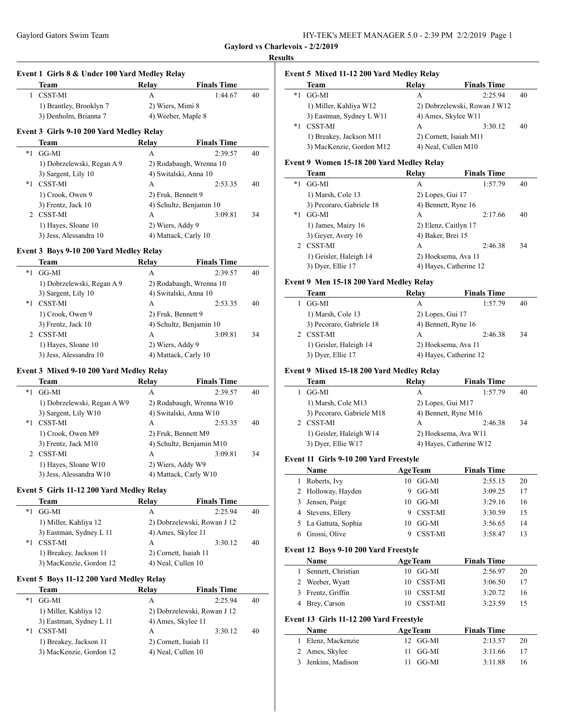**Gaylord vs Charlevoix - 2/2/2019**

**Results**

### Event 1 Girls 8 & Under 100 Yard Medley Relay

| | Team | Relay | Finals Time | |
|---|---|---|---|---|
| 1 | CSST-MI | A | 1:44.67 | 40 |
| | 1) Brantley, Brooklyn 7 | 2) Wiers, Mimi 8 | | |
| | 3) Denholm, Brianna 7 | 4) Weeber, Maple 8 | | |

### Event 3 Girls 9-10 200 Yard Medley Relay

| | Team | Relay | Finals Time | |
|---|---|---|---|---|
| *1 | GG-MI | A | 2:39.57 | 40 |
| | 1) Dobrzelewski, Regan A 9 | 2) Rodabaugh, Wrenna 10 | | |
| | 3) Sargent, Lily 10 | 4) Switalski, Anna 10 | | |
| *1 | CSST-MI | A | 2:53.35 | 40 |
| | 1) Crook, Owen 9 | 2) Fruk, Bennett 9 | | |
| | 3) Frentz, Jack 10 | 4) Schultz, Benjamin 10 | | |
| 2 | CSST-MI | A | 3:09.81 | 34 |
| | 1) Hayes, Sloane 10 | 2) Wiers, Addy 9 | | |
| | 3) Jess, Alessandra 10 | 4) Mattack, Carly 10 | | |

### Event 3 Boys 9-10 200 Yard Medley Relay

| | Team | Relay | Finals Time | |
|---|---|---|---|---|
| *1 | GG-MI | A | 2:39.57 | 40 |
| | 1) Dobrzelewski, Regan A 9 | 2) Rodabaugh, Wrenna 10 | | |
| | 3) Sargent, Lily 10 | 4) Switalski, Anna 10 | | |
| *1 | CSST-MI | A | 2:53.35 | 40 |
| | 1) Crook, Owen 9 | 2) Fruk, Bennett 9 | | |
| | 3) Frentz, Jack 10 | 4) Schultz, Benjamin 10 | | |
| 2 | CSST-MI | A | 3:09.81 | 34 |
| | 1) Hayes, Sloane 10 | 2) Wiers, Addy 9 | | |
| | 3) Jess, Alessandra 10 | 4) Mattack, Carly 10 | | |

### Event 3 Mixed 9-10 200 Yard Medley Relay

| | Team | Relay | Finals Time | |
|---|---|---|---|---|
| *1 | GG-MI | A | 2:39.57 | 40 |
| | 1) Dobrzelewski, Regan A W9 | 2) Rodabaugh, Wrenna W10 | | |
| | 3) Sargent, Lily W10 | 4) Switalski, Anna W10 | | |
| *1 | CSST-MI | A | 2:53.35 | 40 |
| | 1) Crook, Owen M9 | 2) Fruk, Bennett M9 | | |
| | 3) Frentz, Jack M10 | 4) Schultz, Benjamin M10 | | |
| 2 | CSST-MI | A | 3:09.81 | 34 |
| | 1) Hayes, Sloane W10 | 2) Wiers, Addy W9 | | |
| | 3) Jess, Alessandra W10 | 4) Mattack, Carly W10 | | |

### Event 5 Girls 11-12 200 Yard Medley Relay

| | Team | Relay | Finals Time | |
|---|---|---|---|---|
| *1 | GG-MI | A | 2:25.94 | 40 |
| | 1) Miller, Kahliya 12 | 2) Dobrzelewski, Rowan J 12 | | |
| | 3) Eastman, Sydney L 11 | 4) Ames, Skylee 11 | | |
| *1 | CSST-MI | A | 3:30.12 | 40 |
| | 1) Breakey, Jackson 11 | 2) Cornett, Isaiah 11 | | |
| | 3) MacKenzie, Gordon 12 | 4) Neal, Cullen 10 | | |

### Event 5 Boys 11-12 200 Yard Medley Relay

| | Team | Relay | Finals Time | |
|---|---|---|---|---|
| *1 | GG-MI | A | 2:25.94 | 40 |
| | 1) Miller, Kahliya 12 | 2) Dobrzelewski, Rowan J 12 | | |
| | 3) Eastman, Sydney L 11 | 4) Ames, Skylee 11 | | |
| *1 | CSST-MI | A | 3:30.12 | 40 |
| | 1) Breakey, Jackson 11 | 2) Cornett, Isaiah 11 | | |
| | 3) MacKenzie, Gordon 12 | 4) Neal, Cullen 10 | | |

### Event 5 Mixed 11-12 200 Yard Medley Relay

| | Team | Relay | Finals Time | |
|---|---|---|---|---|
| *1 | GG-MI | A | 2:25.94 | 40 |
| | 1) Miller, Kahliya W12 | 2) Dobrzelewski, Rowan J W12 | | |
| | 3) Eastman, Sydney L W11 | 4) Ames, Skylee W11 | | |
| *1 | CSST-MI | A | 3:30.12 | 40 |
| | 1) Breakey, Jackson M11 | 2) Cornett, Isaiah M11 | | |
| | 3) MacKenzie, Gordon M12 | 4) Neal, Cullen M10 | | |

### Event 9 Women 15-18 200 Yard Medley Relay

| | Team | Relay | Finals Time | |
|---|---|---|---|---|
| *1 | GG-MI | A | 1:57.79 | 40 |
| | 1) Marsh, Cole 13 | 2) Lopes, Gui 17 | | |
| | 3) Pecoraro, Gabriele 18 | 4) Bennett, Ryne 16 | | |
| *1 | GG-MI | A | 2:17.66 | 40 |
| | 1) James, Maizy 16 | 2) Elenz, Caitlyn 17 | | |
| | 3) Geyer, Avery 16 | 4) Baker, Brei 15 | | |
| 2 | CSST-MI | A | 2:46.38 | 34 |
| | 1) Geisler, Haleigh 14 | 2) Hoeksema, Ava 11 | | |
| | 3) Dyer, Ellie 17 | 4) Hayes, Catherine 12 | | |

### Event 9 Men 15-18 200 Yard Medley Relay

| | Team | Relay | Finals Time | |
|---|---|---|---|---|
| 1 | GG-MI | A | 1:57.79 | 40 |
| | 1) Marsh, Cole 13 | 2) Lopes, Gui 17 | | |
| | 3) Pecoraro, Gabriele 18 | 4) Bennett, Ryne 16 | | |
| 2 | CSST-MI | A | 2:46.38 | 34 |
| | 1) Geisler, Haleigh 14 | 2) Hoeksema, Ava 11 | | |
| | 3) Dyer, Ellie 17 | 4) Hayes, Catherine 12 | | |

### Event 9 Mixed 15-18 200 Yard Medley Relay

| | Team | Relay | Finals Time | |
|---|---|---|---|---|
| 1 | GG-MI | A | 1:57.79 | 40 |
| | 1) Marsh, Cole M13 | 2) Lopes, Gui M17 | | |
| | 3) Pecoraro, Gabriele M18 | 4) Bennett, Ryne M16 | | |
| 2 | CSST-MI | A | 2:46.38 | 34 |
| | 1) Geisler, Haleigh W14 | 2) Hoeksema, Ava W11 | | |
| | 3) Dyer, Ellie W17 | 4) Hayes, Catherine W12 | | |

### Event 11 Girls 9-10 200 Yard Freestyle

| | Name | Age | Team | Finals Time | |
|---|---|---|---|---|---|
| 1 | Roberts, Ivy | 10 | GG-MI | 2:55.15 | 20 |
| 2 | Holloway, Hayden | 9 | GG-MI | 3:09.25 | 17 |
| 3 | Jensen, Paige | 10 | GG-MI | 3:29.16 | 16 |
| 4 | Stevens, Ellery | 9 | CSST-MI | 3:30.59 | 15 |
| 5 | La Gattuta, Sophia | 10 | GG-MI | 3:56.65 | 14 |
| 6 | Grossi, Olive | 9 | CSST-MI | 3:58.47 | 13 |

### Event 12 Boys 9-10 200 Yard Freestyle

| | Name | Age | Team | Finals Time | |
|---|---|---|---|---|---|
| 1 | Sennett, Christian | 10 | GG-MI | 2:56.97 | 20 |
| 2 | Weeber, Wyatt | 10 | CSST-MI | 3:06.50 | 17 |
| 3 | Frentz, Griffin | 10 | CSST-MI | 3:20.72 | 16 |
| 4 | Brey, Carson | 10 | CSST-MI | 3:23.59 | 15 |

### Event 13 Girls 11-12 200 Yard Freestyle

| | Name | Age | Team | Finals Time | |
|---|---|---|---|---|---|
| 1 | Elenz, Mackenzie | 12 | GG-MI | 2:13.57 | 20 |
| 2 | Ames, Skylee | 11 | GG-MI | 3:11.66 | 17 |
| 3 | Jenkins, Madison | 11 | GG-MI | 3:11.88 | 16 |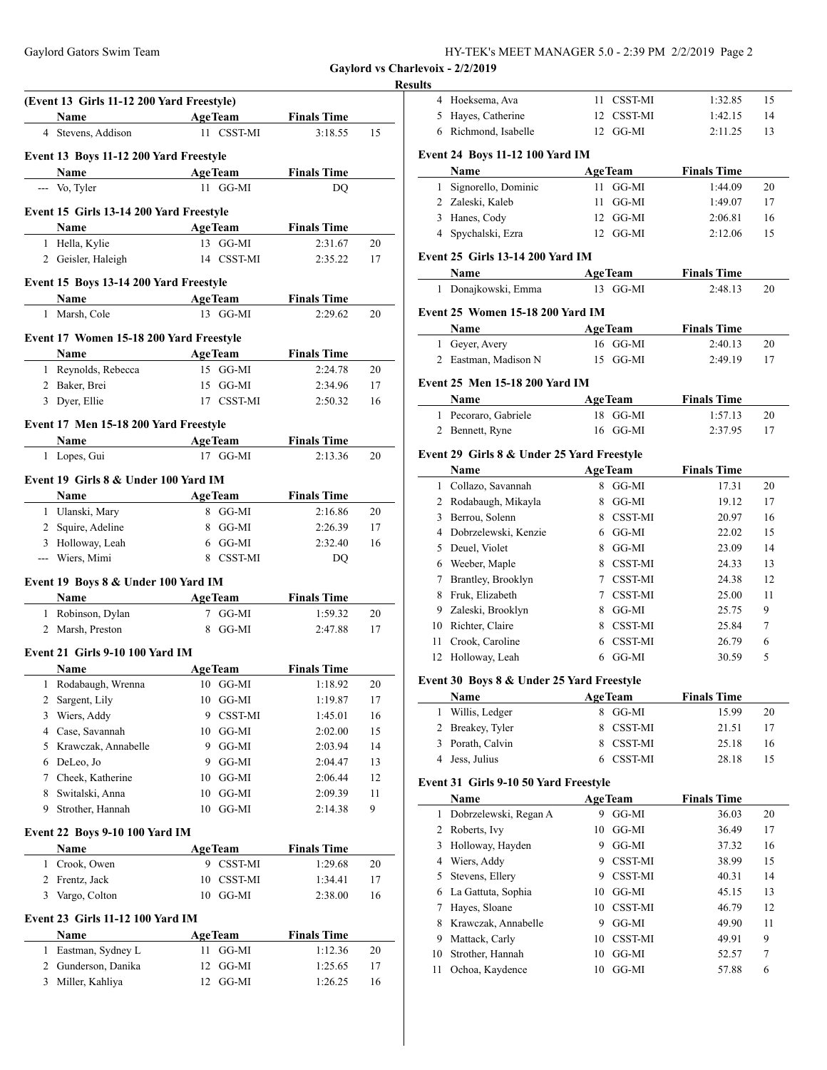**Gaylord vs Charlevoix - 2/2/2019**

**Results**

### (Event 13 Girls 11-12 200 Yard Freestyle)

| | Name | Age | Team | Finals Time | |
|---|---|---|---|---|---|
| 4 | Stevens, Addison | 11 | CSST-MI | 3:18.55 | 15 |
| 4 | Hoeksema, Ava | 11 | CSST-MI | 1:32.85 | 15 |
| 5 | Hayes, Catherine | 12 | CSST-MI | 1:42.15 | 14 |
| 6 | Richmond, Isabelle | 12 | GG-MI | 2:11.25 | 13 |

### Event 13 Boys 11-12 200 Yard Freestyle

| | Name | Age | Team | Finals Time | |
|---|---|---|---|---|---|
| --- | Vo, Tyler | 11 | GG-MI | DQ | |

### Event 15 Girls 13-14 200 Yard Freestyle

| | Name | Age | Team | Finals Time | |
|---|---|---|---|---|---|
| 1 | Hella, Kylie | 13 | GG-MI | 2:31.67 | 20 |
| 2 | Geisler, Haleigh | 14 | CSST-MI | 2:35.22 | 17 |

### Event 15 Boys 13-14 200 Yard Freestyle

| | Name | Age | Team | Finals Time | |
|---|---|---|---|---|---|
| 1 | Marsh, Cole | 13 | GG-MI | 2:29.62 | 20 |

### Event 17 Women 15-18 200 Yard Freestyle

| | Name | Age | Team | Finals Time | |
|---|---|---|---|---|---|
| 1 | Reynolds, Rebecca | 15 | GG-MI | 2:24.78 | 20 |
| 2 | Baker, Brei | 15 | GG-MI | 2:34.96 | 17 |
| 3 | Dyer, Ellie | 17 | CSST-MI | 2:50.32 | 16 |

### Event 17 Men 15-18 200 Yard Freestyle

| | Name | Age | Team | Finals Time | |
|---|---|---|---|---|---|
| 1 | Lopes, Gui | 17 | GG-MI | 2:13.36 | 20 |

### Event 19 Girls 8 & Under 100 Yard IM

| | Name | Age | Team | Finals Time | |
|---|---|---|---|---|---|
| 1 | Ulanski, Mary | 8 | GG-MI | 2:16.86 | 20 |
| 2 | Squire, Adeline | 8 | GG-MI | 2:26.39 | 17 |
| 3 | Holloway, Leah | 6 | GG-MI | 2:32.40 | 16 |
| --- | Wiers, Mimi | 8 | CSST-MI | DQ | |

### Event 19 Boys 8 & Under 100 Yard IM

| | Name | Age | Team | Finals Time | |
|---|---|---|---|---|---|
| 1 | Robinson, Dylan | 7 | GG-MI | 1:59.32 | 20 |
| 2 | Marsh, Preston | 8 | GG-MI | 2:47.88 | 17 |

### Event 21 Girls 9-10 100 Yard IM

| | Name | Age | Team | Finals Time | |
|---|---|---|---|---|---|
| 1 | Rodabaugh, Wrenna | 10 | GG-MI | 1:18.92 | 20 |
| 2 | Sargent, Lily | 10 | GG-MI | 1:19.87 | 17 |
| 3 | Wiers, Addy | 9 | CSST-MI | 1:45.01 | 16 |
| 4 | Case, Savannah | 10 | GG-MI | 2:02.00 | 15 |
| 5 | Krawczak, Annabelle | 9 | GG-MI | 2:03.94 | 14 |
| 6 | DeLeo, Jo | 9 | GG-MI | 2:04.47 | 13 |
| 7 | Cheek, Katherine | 10 | GG-MI | 2:06.44 | 12 |
| 8 | Switalski, Anna | 10 | GG-MI | 2:09.39 | 11 |
| 9 | Strother, Hannah | 10 | GG-MI | 2:14.38 | 9 |

### Event 22 Boys 9-10 100 Yard IM

| | Name | Age | Team | Finals Time | |
|---|---|---|---|---|---|
| 1 | Crook, Owen | 9 | CSST-MI | 1:29.68 | 20 |
| 2 | Frentz, Jack | 10 | CSST-MI | 1:34.41 | 17 |
| 3 | Vargo, Colton | 10 | GG-MI | 2:38.00 | 16 |

### Event 23 Girls 11-12 100 Yard IM

| | Name | Age | Team | Finals Time | |
|---|---|---|---|---|---|
| 1 | Eastman, Sydney L | 11 | GG-MI | 1:12.36 | 20 |
| 2 | Gunderson, Danika | 12 | GG-MI | 1:25.65 | 17 |
| 3 | Miller, Kahliya | 12 | GG-MI | 1:26.25 | 16 |

### Event 24 Boys 11-12 100 Yard IM

| | Name | Age | Team | Finals Time | |
|---|---|---|---|---|---|
| 1 | Signorello, Dominic | 11 | GG-MI | 1:44.09 | 20 |
| 2 | Zaleski, Kaleb | 11 | GG-MI | 1:49.07 | 17 |
| 3 | Hanes, Cody | 12 | GG-MI | 2:06.81 | 16 |
| 4 | Spychalski, Ezra | 12 | GG-MI | 2:12.06 | 15 |

### Event 25 Girls 13-14 200 Yard IM

| | Name | Age | Team | Finals Time | |
|---|---|---|---|---|---|
| 1 | Donajkowski, Emma | 13 | GG-MI | 2:48.13 | 20 |

### Event 25 Women 15-18 200 Yard IM

| | Name | Age | Team | Finals Time | |
|---|---|---|---|---|---|
| 1 | Geyer, Avery | 16 | GG-MI | 2:40.13 | 20 |
| 2 | Eastman, Madison N | 15 | GG-MI | 2:49.19 | 17 |

### Event 25 Men 15-18 200 Yard IM

| | Name | Age | Team | Finals Time | |
|---|---|---|---|---|---|
| 1 | Pecoraro, Gabriele | 18 | GG-MI | 1:57.13 | 20 |
| 2 | Bennett, Ryne | 16 | GG-MI | 2:37.95 | 17 |

### Event 29 Girls 8 & Under 25 Yard Freestyle

| | Name | Age | Team | Finals Time | |
|---|---|---|---|---|---|
| 1 | Collazo, Savannah | 8 | GG-MI | 17.31 | 20 |
| 2 | Rodabaugh, Mikayla | 8 | GG-MI | 19.12 | 17 |
| 3 | Berrou, Solenn | 8 | CSST-MI | 20.97 | 16 |
| 4 | Dobrzelewski, Kenzie | 6 | GG-MI | 22.02 | 15 |
| 5 | Deuel, Violet | 8 | GG-MI | 23.09 | 14 |
| 6 | Weeber, Maple | 8 | CSST-MI | 24.33 | 13 |
| 7 | Brantley, Brooklyn | 7 | CSST-MI | 24.38 | 12 |
| 8 | Fruk, Elizabeth | 7 | CSST-MI | 25.00 | 11 |
| 9 | Zaleski, Brooklyn | 8 | GG-MI | 25.75 | 9 |
| 10 | Richter, Claire | 8 | CSST-MI | 25.84 | 7 |
| 11 | Crook, Caroline | 6 | CSST-MI | 26.79 | 6 |
| 12 | Holloway, Leah | 6 | GG-MI | 30.59 | 5 |

### Event 30 Boys 8 & Under 25 Yard Freestyle

| | Name | Age | Team | Finals Time | |
|---|---|---|---|---|---|
| 1 | Willis, Ledger | 8 | GG-MI | 15.99 | 20 |
| 2 | Breakey, Tyler | 8 | CSST-MI | 21.51 | 17 |
| 3 | Porath, Calvin | 8 | CSST-MI | 25.18 | 16 |
| 4 | Jess, Julius | 6 | CSST-MI | 28.18 | 15 |

### Event 31 Girls 9-10 50 Yard Freestyle

| | Name | Age | Team | Finals Time | |
|---|---|---|---|---|---|
| 1 | Dobrzelewski, Regan A | 9 | GG-MI | 36.03 | 20 |
| 2 | Roberts, Ivy | 10 | GG-MI | 36.49 | 17 |
| 3 | Holloway, Hayden | 9 | GG-MI | 37.32 | 16 |
| 4 | Wiers, Addy | 9 | CSST-MI | 38.99 | 15 |
| 5 | Stevens, Ellery | 9 | CSST-MI | 40.31 | 14 |
| 6 | La Gattuta, Sophia | 10 | GG-MI | 45.15 | 13 |
| 7 | Hayes, Sloane | 10 | CSST-MI | 46.79 | 12 |
| 8 | Krawczak, Annabelle | 9 | GG-MI | 49.90 | 11 |
| 9 | Mattack, Carly | 10 | CSST-MI | 49.91 | 9 |
| 10 | Strother, Hannah | 10 | GG-MI | 52.57 | 7 |
| 11 | Ochoa, Kaydence | 10 | GG-MI | 57.88 | 6 |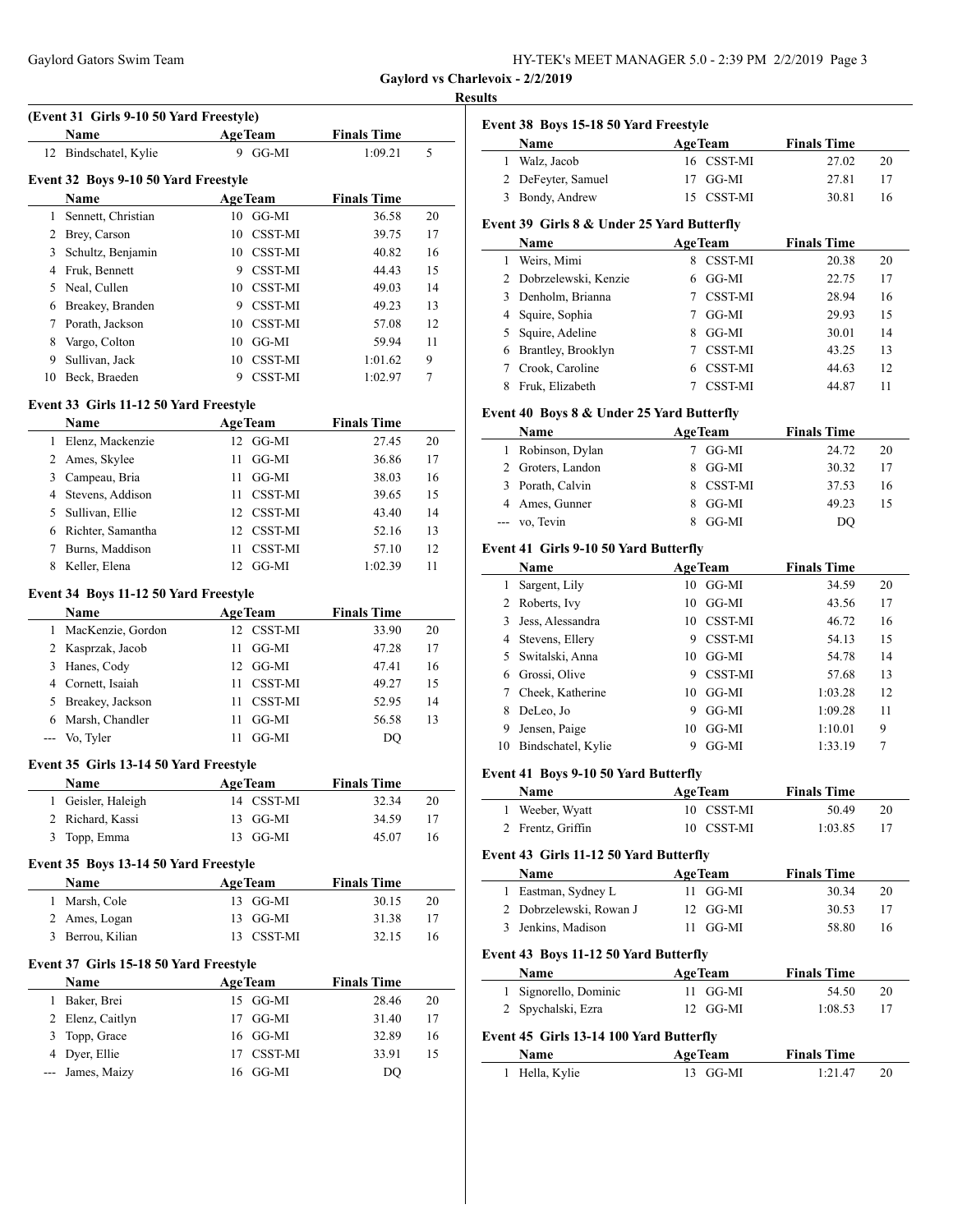## Gaylord vs Charlevoix - 2/2/2019

### Results

**(Event 31 Girls 9-10 50 Yard Freestyle)**

| | Name | Age | Team | Finals Time | |
|---|---|---|---|---|---|
| 12 | Bindschatel, Kylie | 9 | GG-MI | 1:09.21 | 5 |

**Event 32 Boys 9-10 50 Yard Freestyle**

| | Name | Age | Team | Finals Time | |
|---|---|---|---|---|---|
| 1 | Sennett, Christian | 10 | GG-MI | 36.58 | 20 |
| 2 | Brey, Carson | 10 | CSST-MI | 39.75 | 17 |
| 3 | Schultz, Benjamin | 10 | CSST-MI | 40.82 | 16 |
| 4 | Fruk, Bennett | 9 | CSST-MI | 44.43 | 15 |
| 5 | Neal, Cullen | 10 | CSST-MI | 49.03 | 14 |
| 6 | Breakey, Branden | 9 | CSST-MI | 49.23 | 13 |
| 7 | Porath, Jackson | 10 | CSST-MI | 57.08 | 12 |
| 8 | Vargo, Colton | 10 | GG-MI | 59.94 | 11 |
| 9 | Sullivan, Jack | 10 | CSST-MI | 1:01.62 | 9 |
| 10 | Beck, Braeden | 9 | CSST-MI | 1:02.97 | 7 |

**Event 33 Girls 11-12 50 Yard Freestyle**

| | Name | Age | Team | Finals Time | |
|---|---|---|---|---|---|
| 1 | Elenz, Mackenzie | 12 | GG-MI | 27.45 | 20 |
| 2 | Ames, Skylee | 11 | GG-MI | 36.86 | 17 |
| 3 | Campeau, Bria | 11 | GG-MI | 38.03 | 16 |
| 4 | Stevens, Addison | 11 | CSST-MI | 39.65 | 15 |
| 5 | Sullivan, Ellie | 12 | CSST-MI | 43.40 | 14 |
| 6 | Richter, Samantha | 12 | CSST-MI | 52.16 | 13 |
| 7 | Burns, Maddison | 11 | CSST-MI | 57.10 | 12 |
| 8 | Keller, Elena | 12 | GG-MI | 1:02.39 | 11 |

**Event 34 Boys 11-12 50 Yard Freestyle**

| | Name | Age | Team | Finals Time | |
|---|---|---|---|---|---|
| 1 | MacKenzie, Gordon | 12 | CSST-MI | 33.90 | 20 |
| 2 | Kasprzak, Jacob | 11 | GG-MI | 47.28 | 17 |
| 3 | Hanes, Cody | 12 | GG-MI | 47.41 | 16 |
| 4 | Cornett, Isaiah | 11 | CSST-MI | 49.27 | 15 |
| 5 | Breakey, Jackson | 11 | CSST-MI | 52.95 | 14 |
| 6 | Marsh, Chandler | 11 | GG-MI | 56.58 | 13 |
| --- | Vo, Tyler | 11 | GG-MI | DQ | |

**Event 35 Girls 13-14 50 Yard Freestyle**

| | Name | Age | Team | Finals Time | |
|---|---|---|---|---|---|
| 1 | Geisler, Haleigh | 14 | CSST-MI | 32.34 | 20 |
| 2 | Richard, Kassi | 13 | GG-MI | 34.59 | 17 |
| 3 | Topp, Emma | 13 | GG-MI | 45.07 | 16 |

**Event 35 Boys 13-14 50 Yard Freestyle**

| | Name | Age | Team | Finals Time | |
|---|---|---|---|---|---|
| 1 | Marsh, Cole | 13 | GG-MI | 30.15 | 20 |
| 2 | Ames, Logan | 13 | GG-MI | 31.38 | 17 |
| 3 | Berrou, Kilian | 13 | CSST-MI | 32.15 | 16 |

**Event 37 Girls 15-18 50 Yard Freestyle**

| | Name | Age | Team | Finals Time | |
|---|---|---|---|---|---|
| 1 | Baker, Brei | 15 | GG-MI | 28.46 | 20 |
| 2 | Elenz, Caitlyn | 17 | GG-MI | 31.40 | 17 |
| 3 | Topp, Grace | 16 | GG-MI | 32.89 | 16 |
| 4 | Dyer, Ellie | 17 | CSST-MI | 33.91 | 15 |
| --- | James, Maizy | 16 | GG-MI | DQ | |

**Event 38 Boys 15-18 50 Yard Freestyle**

| | Name | Age | Team | Finals Time | |
|---|---|---|---|---|---|
| 1 | Walz, Jacob | 16 | CSST-MI | 27.02 | 20 |
| 2 | DeFeyter, Samuel | 17 | GG-MI | 27.81 | 17 |
| 3 | Bondy, Andrew | 15 | CSST-MI | 30.81 | 16 |

**Event 39 Girls 8 & Under 25 Yard Butterfly**

| | Name | Age | Team | Finals Time | |
|---|---|---|---|---|---|
| 1 | Weirs, Mimi | 8 | CSST-MI | 20.38 | 20 |
| 2 | Dobrzelewski, Kenzie | 6 | GG-MI | 22.75 | 17 |
| 3 | Denholm, Brianna | 7 | CSST-MI | 28.94 | 16 |
| 4 | Squire, Sophia | 7 | GG-MI | 29.93 | 15 |
| 5 | Squire, Adeline | 8 | GG-MI | 30.01 | 14 |
| 6 | Brantley, Brooklyn | 7 | CSST-MI | 43.25 | 13 |
| 7 | Crook, Caroline | 6 | CSST-MI | 44.63 | 12 |
| 8 | Fruk, Elizabeth | 7 | CSST-MI | 44.87 | 11 |

**Event 40 Boys 8 & Under 25 Yard Butterfly**

| | Name | Age | Team | Finals Time | |
|---|---|---|---|---|---|
| 1 | Robinson, Dylan | 7 | GG-MI | 24.72 | 20 |
| 2 | Groters, Landon | 8 | GG-MI | 30.32 | 17 |
| 3 | Porath, Calvin | 8 | CSST-MI | 37.53 | 16 |
| 4 | Ames, Gunner | 8 | GG-MI | 49.23 | 15 |
| --- | vo, Tevin | 8 | GG-MI | DQ | |

**Event 41 Girls 9-10 50 Yard Butterfly**

| | Name | Age | Team | Finals Time | |
|---|---|---|---|---|---|
| 1 | Sargent, Lily | 10 | GG-MI | 34.59 | 20 |
| 2 | Roberts, Ivy | 10 | GG-MI | 43.56 | 17 |
| 3 | Jess, Alessandra | 10 | CSST-MI | 46.72 | 16 |
| 4 | Stevens, Ellery | 9 | CSST-MI | 54.13 | 15 |
| 5 | Switalski, Anna | 10 | GG-MI | 54.78 | 14 |
| 6 | Grossi, Olive | 9 | CSST-MI | 57.68 | 13 |
| 7 | Cheek, Katherine | 10 | GG-MI | 1:03.28 | 12 |
| 8 | DeLeo, Jo | 9 | GG-MI | 1:09.28 | 11 |
| 9 | Jensen, Paige | 10 | GG-MI | 1:10.01 | 9 |
| 10 | Bindschatel, Kylie | 9 | GG-MI | 1:33.19 | 7 |

**Event 41 Boys 9-10 50 Yard Butterfly**

| | Name | Age | Team | Finals Time | |
|---|---|---|---|---|---|
| 1 | Weeber, Wyatt | 10 | CSST-MI | 50.49 | 20 |
| 2 | Frentz, Griffin | 10 | CSST-MI | 1:03.85 | 17 |

**Event 43 Girls 11-12 50 Yard Butterfly**

| | Name | Age | Team | Finals Time | |
|---|---|---|---|---|---|
| 1 | Eastman, Sydney L | 11 | GG-MI | 30.34 | 20 |
| 2 | Dobrzelewski, Rowan J | 12 | GG-MI | 30.53 | 17 |
| 3 | Jenkins, Madison | 11 | GG-MI | 58.80 | 16 |

**Event 43 Boys 11-12 50 Yard Butterfly**

| | Name | Age | Team | Finals Time | |
|---|---|---|---|---|---|
| 1 | Signorello, Dominic | 11 | GG-MI | 54.50 | 20 |
| 2 | Spychalski, Ezra | 12 | GG-MI | 1:08.53 | 17 |

**Event 45 Girls 13-14 100 Yard Butterfly**

| | Name | Age | Team | Finals Time | |
|---|---|---|---|---|---|
| 1 | Hella, Kylie | 13 | GG-MI | 1:21.47 | 20 |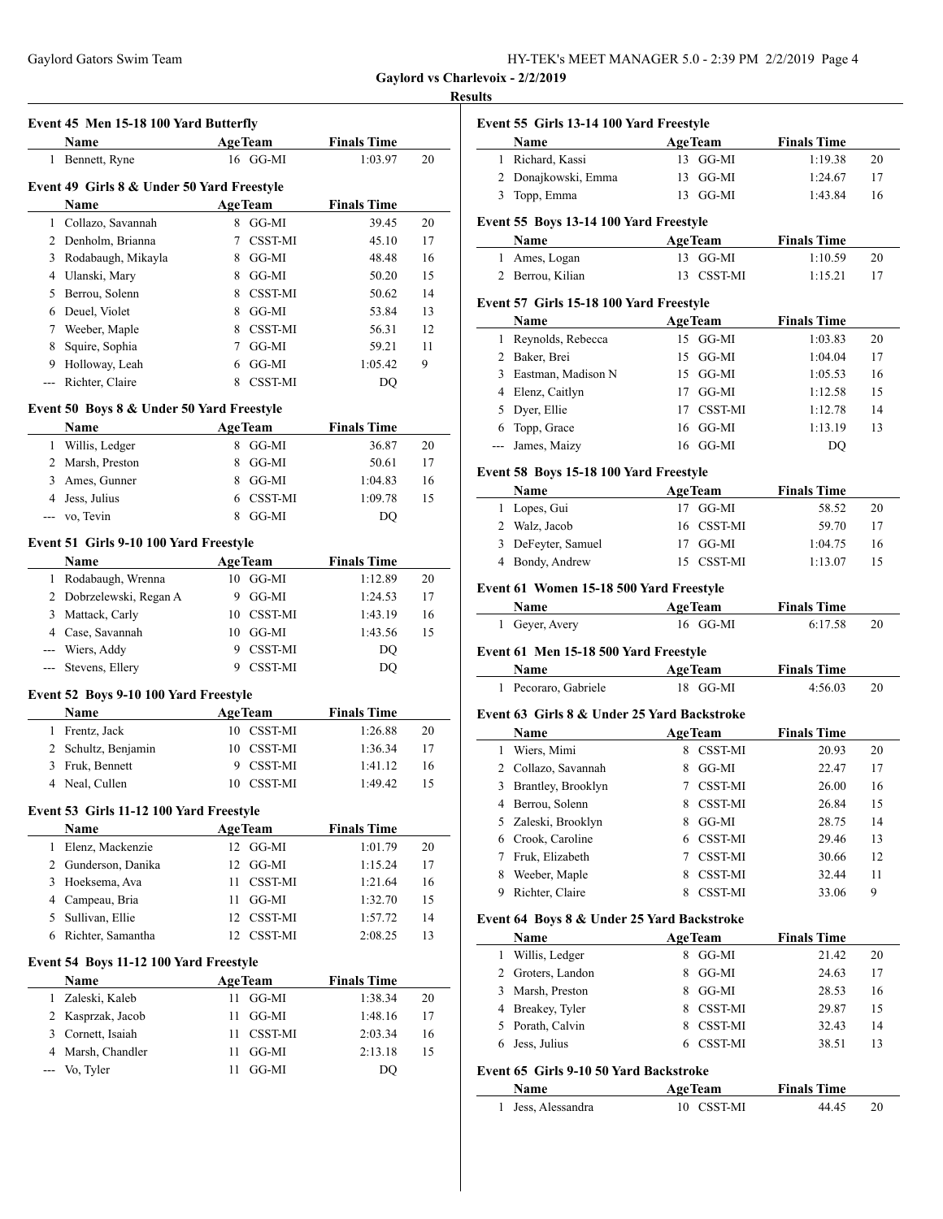**Gaylord vs Charlevoix - 2/2/2019**

**Results**

### Event 45 Men 15-18 100 Yard Butterfly

| | Name | Age | Team | Finals Time | |
|---|---|---|---|---|---|
| 1 | Bennett, Ryne | 16 | GG-MI | 1:03.97 | 20 |

### Event 49 Girls 8 & Under 50 Yard Freestyle

| | Name | Age | Team | Finals Time | |
|---|---|---|---|---|---|
| 1 | Collazo, Savannah | 8 | GG-MI | 39.45 | 20 |
| 2 | Denholm, Brianna | 7 | CSST-MI | 45.10 | 17 |
| 3 | Rodabaugh, Mikayla | 8 | GG-MI | 48.48 | 16 |
| 4 | Ulanski, Mary | 8 | GG-MI | 50.20 | 15 |
| 5 | Berrou, Solenn | 8 | CSST-MI | 50.62 | 14 |
| 6 | Deuel, Violet | 8 | GG-MI | 53.84 | 13 |
| 7 | Weeber, Maple | 8 | CSST-MI | 56.31 | 12 |
| 8 | Squire, Sophia | 7 | GG-MI | 59.21 | 11 |
| 9 | Holloway, Leah | 6 | GG-MI | 1:05.42 | 9 |
| --- | Richter, Claire | 8 | CSST-MI | DQ | |

### Event 50 Boys 8 & Under 50 Yard Freestyle

| | Name | Age | Team | Finals Time | |
|---|---|---|---|---|---|
| 1 | Willis, Ledger | 8 | GG-MI | 36.87 | 20 |
| 2 | Marsh, Preston | 8 | GG-MI | 50.61 | 17 |
| 3 | Ames, Gunner | 8 | GG-MI | 1:04.83 | 16 |
| 4 | Jess, Julius | 6 | CSST-MI | 1:09.78 | 15 |
| --- | vo, Tevin | 8 | GG-MI | DQ | |

### Event 51 Girls 9-10 100 Yard Freestyle

| | Name | Age | Team | Finals Time | |
|---|---|---|---|---|---|
| 1 | Rodabaugh, Wrenna | 10 | GG-MI | 1:12.89 | 20 |
| 2 | Dobrzelewski, Regan A | 9 | GG-MI | 1:24.53 | 17 |
| 3 | Mattack, Carly | 10 | CSST-MI | 1:43.19 | 16 |
| 4 | Case, Savannah | 10 | GG-MI | 1:43.56 | 15 |
| --- | Wiers, Addy | 9 | CSST-MI | DQ | |
| --- | Stevens, Ellery | 9 | CSST-MI | DQ | |

### Event 52 Boys 9-10 100 Yard Freestyle

| | Name | Age | Team | Finals Time | |
|---|---|---|---|---|---|
| 1 | Frentz, Jack | 10 | CSST-MI | 1:26.88 | 20 |
| 2 | Schultz, Benjamin | 10 | CSST-MI | 1:36.34 | 17 |
| 3 | Fruk, Bennett | 9 | CSST-MI | 1:41.12 | 16 |
| 4 | Neal, Cullen | 10 | CSST-MI | 1:49.42 | 15 |

### Event 53 Girls 11-12 100 Yard Freestyle

| | Name | Age | Team | Finals Time | |
|---|---|---|---|---|---|
| 1 | Elenz, Mackenzie | 12 | GG-MI | 1:01.79 | 20 |
| 2 | Gunderson, Danika | 12 | GG-MI | 1:15.24 | 17 |
| 3 | Hoeksema, Ava | 11 | CSST-MI | 1:21.64 | 16 |
| 4 | Campeau, Bria | 11 | GG-MI | 1:32.70 | 15 |
| 5 | Sullivan, Ellie | 12 | CSST-MI | 1:57.72 | 14 |
| 6 | Richter, Samantha | 12 | CSST-MI | 2:08.25 | 13 |

### Event 54 Boys 11-12 100 Yard Freestyle

| | Name | Age | Team | Finals Time | |
|---|---|---|---|---|---|
| 1 | Zaleski, Kaleb | 11 | GG-MI | 1:38.34 | 20 |
| 2 | Kasprzak, Jacob | 11 | GG-MI | 1:48.16 | 17 |
| 3 | Cornett, Isaiah | 11 | CSST-MI | 2:03.34 | 16 |
| 4 | Marsh, Chandler | 11 | GG-MI | 2:13.18 | 15 |
| --- | Vo, Tyler | 11 | GG-MI | DQ | |

### Event 55 Girls 13-14 100 Yard Freestyle

| | Name | Age | Team | Finals Time | |
|---|---|---|---|---|---|
| 1 | Richard, Kassi | 13 | GG-MI | 1:19.38 | 20 |
| 2 | Donajkowski, Emma | 13 | GG-MI | 1:24.67 | 17 |
| 3 | Topp, Emma | 13 | GG-MI | 1:43.84 | 16 |

### Event 55 Boys 13-14 100 Yard Freestyle

| | Name | Age | Team | Finals Time | |
|---|---|---|---|---|---|
| 1 | Ames, Logan | 13 | GG-MI | 1:10.59 | 20 |
| 2 | Berrou, Kilian | 13 | CSST-MI | 1:15.21 | 17 |

### Event 57 Girls 15-18 100 Yard Freestyle

| | Name | Age | Team | Finals Time | |
|---|---|---|---|---|---|
| 1 | Reynolds, Rebecca | 15 | GG-MI | 1:03.83 | 20 |
| 2 | Baker, Brei | 15 | GG-MI | 1:04.04 | 17 |
| 3 | Eastman, Madison N | 15 | GG-MI | 1:05.53 | 16 |
| 4 | Elenz, Caitlyn | 17 | GG-MI | 1:12.58 | 15 |
| 5 | Dyer, Ellie | 17 | CSST-MI | 1:12.78 | 14 |
| 6 | Topp, Grace | 16 | GG-MI | 1:13.19 | 13 |
| --- | James, Maizy | 16 | GG-MI | DQ | |

### Event 58 Boys 15-18 100 Yard Freestyle

| | Name | Age | Team | Finals Time | |
|---|---|---|---|---|---|
| 1 | Lopes, Gui | 17 | GG-MI | 58.52 | 20 |
| 2 | Walz, Jacob | 16 | CSST-MI | 59.70 | 17 |
| 3 | DeFeyter, Samuel | 17 | GG-MI | 1:04.75 | 16 |
| 4 | Bondy, Andrew | 15 | CSST-MI | 1:13.07 | 15 |

### Event 61 Women 15-18 500 Yard Freestyle

| | Name | Age | Team | Finals Time | |
|---|---|---|---|---|---|
| 1 | Geyer, Avery | 16 | GG-MI | 6:17.58 | 20 |

### Event 61 Men 15-18 500 Yard Freestyle

| | Name | Age | Team | Finals Time | |
|---|---|---|---|---|---|
| 1 | Pecoraro, Gabriele | 18 | GG-MI | 4:56.03 | 20 |

### Event 63 Girls 8 & Under 25 Yard Backstroke

| | Name | Age | Team | Finals Time | |
|---|---|---|---|---|---|
| 1 | Wiers, Mimi | 8 | CSST-MI | 20.93 | 20 |
| 2 | Collazo, Savannah | 8 | GG-MI | 22.47 | 17 |
| 3 | Brantley, Brooklyn | 7 | CSST-MI | 26.00 | 16 |
| 4 | Berrou, Solenn | 8 | CSST-MI | 26.84 | 15 |
| 5 | Zaleski, Brooklyn | 8 | GG-MI | 28.75 | 14 |
| 6 | Crook, Caroline | 6 | CSST-MI | 29.46 | 13 |
| 7 | Fruk, Elizabeth | 7 | CSST-MI | 30.66 | 12 |
| 8 | Weeber, Maple | 8 | CSST-MI | 32.44 | 11 |
| 9 | Richter, Claire | 8 | CSST-MI | 33.06 | 9 |

### Event 64 Boys 8 & Under 25 Yard Backstroke

| | Name | Age | Team | Finals Time | |
|---|---|---|---|---|---|
| 1 | Willis, Ledger | 8 | GG-MI | 21.42 | 20 |
| 2 | Groters, Landon | 8 | GG-MI | 24.63 | 17 |
| 3 | Marsh, Preston | 8 | GG-MI | 28.53 | 16 |
| 4 | Breakey, Tyler | 8 | CSST-MI | 29.87 | 15 |
| 5 | Porath, Calvin | 8 | CSST-MI | 32.43 | 14 |
| 6 | Jess, Julius | 6 | CSST-MI | 38.51 | 13 |

### Event 65 Girls 9-10 50 Yard Backstroke

| | Name | Age | Team | Finals Time | |
|---|---|---|---|---|---|
| 1 | Jess, Alessandra | 10 | CSST-MI | 44.45 | 20 |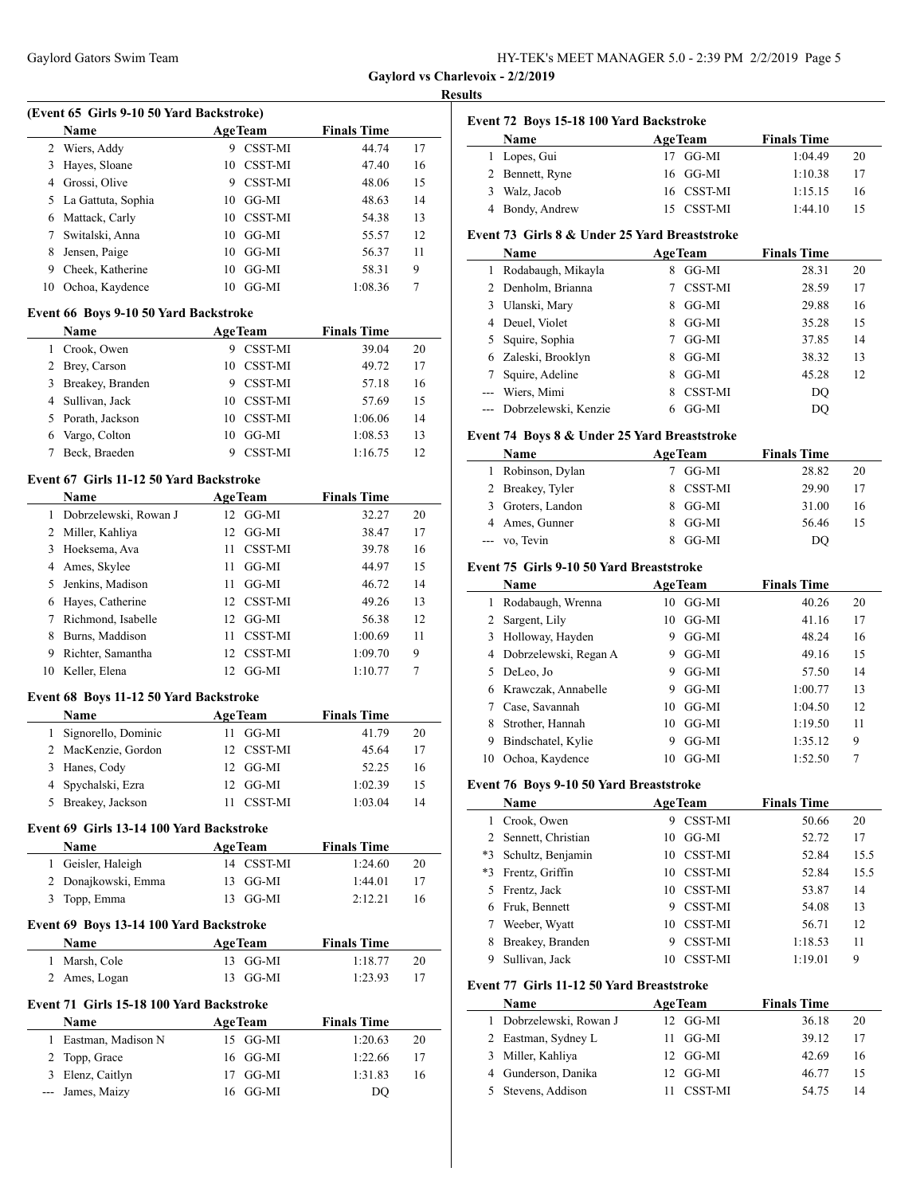**Gaylord vs Charlevoix - 2/2/2019**

**Results**

### (Event 65 Girls 9-10 50 Yard Backstroke)

| | Name | Age | Team | Finals Time | |
|---|---|---|---|---|---|
| 2 | Wiers, Addy | 9 | CSST-MI | 44.74 | 17 |
| 3 | Hayes, Sloane | 10 | CSST-MI | 47.40 | 16 |
| 4 | Grossi, Olive | 9 | CSST-MI | 48.06 | 15 |
| 5 | La Gattuta, Sophia | 10 | GG-MI | 48.63 | 14 |
| 6 | Mattack, Carly | 10 | CSST-MI | 54.38 | 13 |
| 7 | Switalski, Anna | 10 | GG-MI | 55.57 | 12 |
| 8 | Jensen, Paige | 10 | GG-MI | 56.37 | 11 |
| 9 | Cheek, Katherine | 10 | GG-MI | 58.31 | 9 |
| 10 | Ochoa, Kaydence | 10 | GG-MI | 1:08.36 | 7 |

### Event 66 Boys 9-10 50 Yard Backstroke

| | Name | Age | Team | Finals Time | |
|---|---|---|---|---|---|
| 1 | Crook, Owen | 9 | CSST-MI | 39.04 | 20 |
| 2 | Brey, Carson | 10 | CSST-MI | 49.72 | 17 |
| 3 | Breakey, Branden | 9 | CSST-MI | 57.18 | 16 |
| 4 | Sullivan, Jack | 10 | CSST-MI | 57.69 | 15 |
| 5 | Porath, Jackson | 10 | CSST-MI | 1:06.06 | 14 |
| 6 | Vargo, Colton | 10 | GG-MI | 1:08.53 | 13 |
| 7 | Beck, Braeden | 9 | CSST-MI | 1:16.75 | 12 |

### Event 67 Girls 11-12 50 Yard Backstroke

| | Name | Age | Team | Finals Time | |
|---|---|---|---|---|---|
| 1 | Dobrzelewski, Rowan J | 12 | GG-MI | 32.27 | 20 |
| 2 | Miller, Kahliya | 12 | GG-MI | 38.47 | 17 |
| 3 | Hoeksema, Ava | 11 | CSST-MI | 39.78 | 16 |
| 4 | Ames, Skylee | 11 | GG-MI | 44.97 | 15 |
| 5 | Jenkins, Madison | 11 | GG-MI | 46.72 | 14 |
| 6 | Hayes, Catherine | 12 | CSST-MI | 49.26 | 13 |
| 7 | Richmond, Isabelle | 12 | GG-MI | 56.38 | 12 |
| 8 | Burns, Maddison | 11 | CSST-MI | 1:00.69 | 11 |
| 9 | Richter, Samantha | 12 | CSST-MI | 1:09.70 | 9 |
| 10 | Keller, Elena | 12 | GG-MI | 1:10.77 | 7 |

### Event 68 Boys 11-12 50 Yard Backstroke

| | Name | Age | Team | Finals Time | |
|---|---|---|---|---|---|
| 1 | Signorello, Dominic | 11 | GG-MI | 41.79 | 20 |
| 2 | MacKenzie, Gordon | 12 | CSST-MI | 45.64 | 17 |
| 3 | Hanes, Cody | 12 | GG-MI | 52.25 | 16 |
| 4 | Spychalski, Ezra | 12 | GG-MI | 1:02.39 | 15 |
| 5 | Breakey, Jackson | 11 | CSST-MI | 1:03.04 | 14 |

### Event 69 Girls 13-14 100 Yard Backstroke

| | Name | Age | Team | Finals Time | |
|---|---|---|---|---|---|
| 1 | Geisler, Haleigh | 14 | CSST-MI | 1:24.60 | 20 |
| 2 | Donajkowski, Emma | 13 | GG-MI | 1:44.01 | 17 |
| 3 | Topp, Emma | 13 | GG-MI | 2:12.21 | 16 |

### Event 69 Boys 13-14 100 Yard Backstroke

| | Name | Age | Team | Finals Time | |
|---|---|---|---|---|---|
| 1 | Marsh, Cole | 13 | GG-MI | 1:18.77 | 20 |
| 2 | Ames, Logan | 13 | GG-MI | 1:23.93 | 17 |

### Event 71 Girls 15-18 100 Yard Backstroke

| | Name | Age | Team | Finals Time | |
|---|---|---|---|---|---|
| 1 | Eastman, Madison N | 15 | GG-MI | 1:20.63 | 20 |
| 2 | Topp, Grace | 16 | GG-MI | 1:22.66 | 17 |
| 3 | Elenz, Caitlyn | 17 | GG-MI | 1:31.83 | 16 |
| --- | James, Maizy | 16 | GG-MI | DQ | |

### Event 72 Boys 15-18 100 Yard Backstroke

| | Name | Age | Team | Finals Time | |
|---|---|---|---|---|---|
| 1 | Lopes, Gui | 17 | GG-MI | 1:04.49 | 20 |
| 2 | Bennett, Ryne | 16 | GG-MI | 1:10.38 | 17 |
| 3 | Walz, Jacob | 16 | CSST-MI | 1:15.15 | 16 |
| 4 | Bondy, Andrew | 15 | CSST-MI | 1:44.10 | 15 |

### Event 73 Girls 8 & Under 25 Yard Breaststroke

| | Name | Age | Team | Finals Time | |
|---|---|---|---|---|---|
| 1 | Rodabaugh, Mikayla | 8 | GG-MI | 28.31 | 20 |
| 2 | Denholm, Brianna | 7 | CSST-MI | 28.59 | 17 |
| 3 | Ulanski, Mary | 8 | GG-MI | 29.88 | 16 |
| 4 | Deuel, Violet | 8 | GG-MI | 35.28 | 15 |
| 5 | Squire, Sophia | 7 | GG-MI | 37.85 | 14 |
| 6 | Zaleski, Brooklyn | 8 | GG-MI | 38.32 | 13 |
| 7 | Squire, Adeline | 8 | GG-MI | 45.28 | 12 |
| --- | Wiers, Mimi | 8 | CSST-MI | DQ | |
| --- | Dobrzelewski, Kenzie | 6 | GG-MI | DQ | |

### Event 74 Boys 8 & Under 25 Yard Breaststroke

| | Name | Age | Team | Finals Time | |
|---|---|---|---|---|---|
| 1 | Robinson, Dylan | 7 | GG-MI | 28.82 | 20 |
| 2 | Breakey, Tyler | 8 | CSST-MI | 29.90 | 17 |
| 3 | Groters, Landon | 8 | GG-MI | 31.00 | 16 |
| 4 | Ames, Gunner | 8 | GG-MI | 56.46 | 15 |
| --- | vo, Tevin | 8 | GG-MI | DQ | |

### Event 75 Girls 9-10 50 Yard Breaststroke

| | Name | Age | Team | Finals Time | |
|---|---|---|---|---|---|
| 1 | Rodabaugh, Wrenna | 10 | GG-MI | 40.26 | 20 |
| 2 | Sargent, Lily | 10 | GG-MI | 41.16 | 17 |
| 3 | Holloway, Hayden | 9 | GG-MI | 48.24 | 16 |
| 4 | Dobrzelewski, Regan A | 9 | GG-MI | 49.16 | 15 |
| 5 | DeLeo, Jo | 9 | GG-MI | 57.50 | 14 |
| 6 | Krawczak, Annabelle | 9 | GG-MI | 1:00.77 | 13 |
| 7 | Case, Savannah | 10 | GG-MI | 1:04.50 | 12 |
| 8 | Strother, Hannah | 10 | GG-MI | 1:19.50 | 11 |
| 9 | Bindschatel, Kylie | 9 | GG-MI | 1:35.12 | 9 |
| 10 | Ochoa, Kaydence | 10 | GG-MI | 1:52.50 | 7 |

### Event 76 Boys 9-10 50 Yard Breaststroke

| | Name | Age | Team | Finals Time | |
|---|---|---|---|---|---|
| 1 | Crook, Owen | 9 | CSST-MI | 50.66 | 20 |
| 2 | Sennett, Christian | 10 | GG-MI | 52.72 | 17 |
| *3 | Schultz, Benjamin | 10 | CSST-MI | 52.84 | 15.5 |
| *3 | Frentz, Griffin | 10 | CSST-MI | 52.84 | 15.5 |
| 5 | Frentz, Jack | 10 | CSST-MI | 53.87 | 14 |
| 6 | Fruk, Bennett | 9 | CSST-MI | 54.08 | 13 |
| 7 | Weeber, Wyatt | 10 | CSST-MI | 56.71 | 12 |
| 8 | Breakey, Branden | 9 | CSST-MI | 1:18.53 | 11 |
| 9 | Sullivan, Jack | 10 | CSST-MI | 1:19.01 | 9 |

### Event 77 Girls 11-12 50 Yard Breaststroke

| | Name | Age | Team | Finals Time | |
|---|---|---|---|---|---|
| 1 | Dobrzelewski, Rowan J | 12 | GG-MI | 36.18 | 20 |
| 2 | Eastman, Sydney L | 11 | GG-MI | 39.12 | 17 |
| 3 | Miller, Kahliya | 12 | GG-MI | 42.69 | 16 |
| 4 | Gunderson, Danika | 12 | GG-MI | 46.77 | 15 |
| 5 | Stevens, Addison | 11 | CSST-MI | 54.75 | 14 |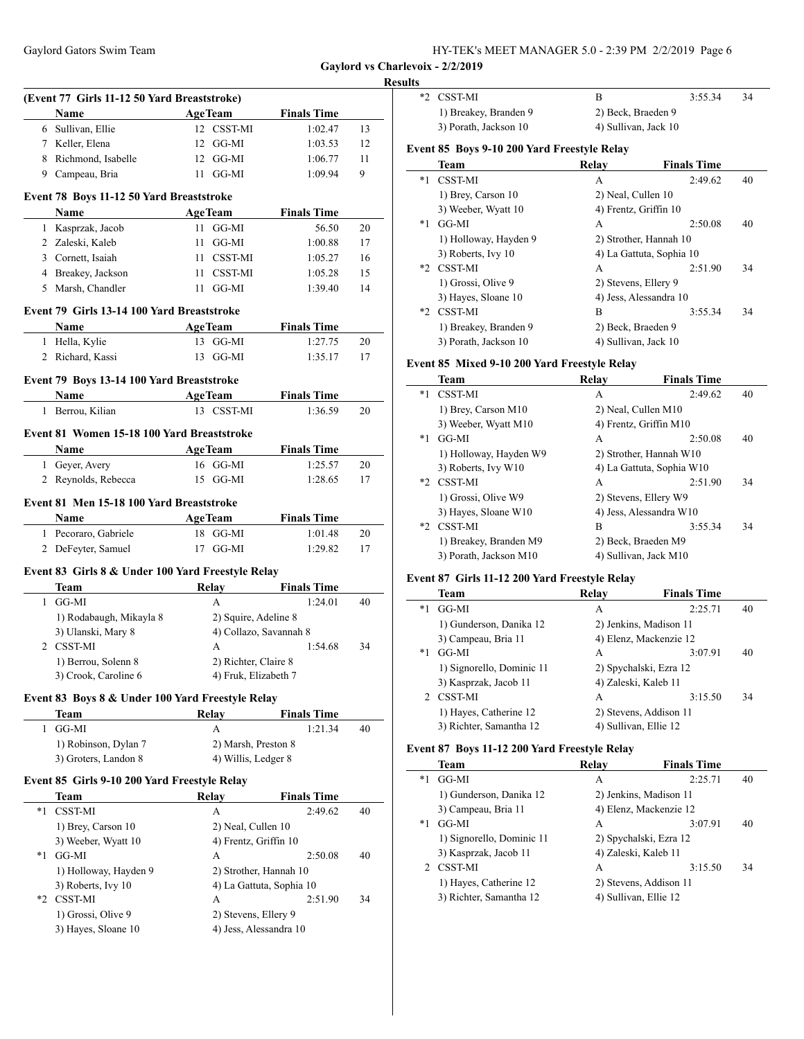**Gaylord vs Charlevoix - 2/2/2019**

**Results**

### (Event 77 Girls 11-12 50 Yard Breaststroke)

| | Name | Age | Team | Finals Time | |
|---|---|---|---|---|---|
| 6 | Sullivan, Ellie | 12 | CSST-MI | 1:02.47 | 13 |
| 7 | Keller, Elena | 12 | GG-MI | 1:03.53 | 12 |
| 8 | Richmond, Isabelle | 12 | GG-MI | 1:06.77 | 11 |
| 9 | Campeau, Bria | 11 | GG-MI | 1:09.94 | 9 |

### Event 78 Boys 11-12 50 Yard Breaststroke

| | Name | Age | Team | Finals Time | |
|---|---|---|---|---|---|
| 1 | Kasprzak, Jacob | 11 | GG-MI | 56.50 | 20 |
| 2 | Zaleski, Kaleb | 11 | GG-MI | 1:00.88 | 17 |
| 3 | Cornett, Isaiah | 11 | CSST-MI | 1:05.27 | 16 |
| 4 | Breakey, Jackson | 11 | CSST-MI | 1:05.28 | 15 |
| 5 | Marsh, Chandler | 11 | GG-MI | 1:39.40 | 14 |

### Event 79 Girls 13-14 100 Yard Breaststroke

| | Name | Age | Team | Finals Time | |
|---|---|---|---|---|---|
| 1 | Hella, Kylie | 13 | GG-MI | 1:27.75 | 20 |
| 2 | Richard, Kassi | 13 | GG-MI | 1:35.17 | 17 |

### Event 79 Boys 13-14 100 Yard Breaststroke

| | Name | Age | Team | Finals Time | |
|---|---|---|---|---|---|
| 1 | Berrou, Kilian | 13 | CSST-MI | 1:36.59 | 20 |

### Event 81 Women 15-18 100 Yard Breaststroke

| | Name | Age | Team | Finals Time | |
|---|---|---|---|---|---|
| 1 | Geyer, Avery | 16 | GG-MI | 1:25.57 | 20 |
| 2 | Reynolds, Rebecca | 15 | GG-MI | 1:28.65 | 17 |

### Event 81 Men 15-18 100 Yard Breaststroke

| | Name | Age | Team | Finals Time | |
|---|---|---|---|---|---|
| 1 | Pecoraro, Gabriele | 18 | GG-MI | 1:01.48 | 20 |
| 2 | DeFeyter, Samuel | 17 | GG-MI | 1:29.82 | 17 |

### Event 83 Girls 8 & Under 100 Yard Freestyle Relay

| | Team | Relay | Finals Time | |
|---|---|---|---|---|
| 1 | GG-MI | A | 1:24.01 | 40 |
| | 1) Rodabaugh, Mikayla 8 | 2) Squire, Adeline 8 | | |
| | 3) Ulanski, Mary 8 | 4) Collazo, Savannah 8 | | |
| 2 | CSST-MI | A | 1:54.68 | 34 |
| | 1) Berrou, Solenn 8 | 2) Richter, Claire 8 | | |
| | 3) Crook, Caroline 6 | 4) Fruk, Elizabeth 7 | | |

### Event 83 Boys 8 & Under 100 Yard Freestyle Relay

| | Team | Relay | Finals Time | |
|---|---|---|---|---|
| 1 | GG-MI | A | 1:21.34 | 40 |
| | 1) Robinson, Dylan 7 | 2) Marsh, Preston 8 | | |
| | 3) Groters, Landon 8 | 4) Willis, Ledger 8 | | |

### Event 85 Girls 9-10 200 Yard Freestyle Relay

| | Team | Relay | Finals Time | |
|---|---|---|---|---|
| *1 | CSST-MI | A | 2:49.62 | 40 |
| | 1) Brey, Carson 10 | 2) Neal, Cullen 10 | | |
| | 3) Weeber, Wyatt 10 | 4) Frentz, Griffin 10 | | |
| *1 | GG-MI | A | 2:50.08 | 40 |
| | 1) Holloway, Hayden 9 | 2) Strother, Hannah 10 | | |
| | 3) Roberts, Ivy 10 | 4) La Gattuta, Sophia 10 | | |
| *2 | CSST-MI | A | 2:51.90 | 34 |
| | 1) Grossi, Olive 9 | 2) Stevens, Ellery 9 | | |
| | 3) Hayes, Sloane 10 | 4) Jess, Alessandra 10 | | |
| *2 | CSST-MI | B | 3:55.34 | 34 |
| | 1) Breakey, Branden 9 | 2) Beck, Braeden 9 | | |
| | 3) Porath, Jackson 10 | 4) Sullivan, Jack 10 | | |

### Event 85 Boys 9-10 200 Yard Freestyle Relay

| | Team | Relay | Finals Time | |
|---|---|---|---|---|
| *1 | CSST-MI | A | 2:49.62 | 40 |
| | 1) Brey, Carson 10 | 2) Neal, Cullen 10 | | |
| | 3) Weeber, Wyatt 10 | 4) Frentz, Griffin 10 | | |
| *1 | GG-MI | A | 2:50.08 | 40 |
| | 1) Holloway, Hayden 9 | 2) Strother, Hannah 10 | | |
| | 3) Roberts, Ivy 10 | 4) La Gattuta, Sophia 10 | | |
| *2 | CSST-MI | A | 2:51.90 | 34 |
| | 1) Grossi, Olive 9 | 2) Stevens, Ellery 9 | | |
| | 3) Hayes, Sloane 10 | 4) Jess, Alessandra 10 | | |
| *2 | CSST-MI | B | 3:55.34 | 34 |
| | 1) Breakey, Branden 9 | 2) Beck, Braeden 9 | | |
| | 3) Porath, Jackson 10 | 4) Sullivan, Jack 10 | | |

### Event 85 Mixed 9-10 200 Yard Freestyle Relay

| | Team | Relay | Finals Time | |
|---|---|---|---|---|
| *1 | CSST-MI | A | 2:49.62 | 40 |
| | 1) Brey, Carson M10 | 2) Neal, Cullen M10 | | |
| | 3) Weeber, Wyatt M10 | 4) Frentz, Griffin M10 | | |
| *1 | GG-MI | A | 2:50.08 | 40 |
| | 1) Holloway, Hayden W9 | 2) Strother, Hannah W10 | | |
| | 3) Roberts, Ivy W10 | 4) La Gattuta, Sophia W10 | | |
| *2 | CSST-MI | A | 2:51.90 | 34 |
| | 1) Grossi, Olive W9 | 2) Stevens, Ellery W9 | | |
| | 3) Hayes, Sloane W10 | 4) Jess, Alessandra W10 | | |
| *2 | CSST-MI | B | 3:55.34 | 34 |
| | 1) Breakey, Branden M9 | 2) Beck, Braeden M9 | | |
| | 3) Porath, Jackson M10 | 4) Sullivan, Jack M10 | | |

### Event 87 Girls 11-12 200 Yard Freestyle Relay

| | Team | Relay | Finals Time | |
|---|---|---|---|---|
| *1 | GG-MI | A | 2:25.71 | 40 |
| | 1) Gunderson, Danika 12 | 2) Jenkins, Madison 11 | | |
| | 3) Campeau, Bria 11 | 4) Elenz, Mackenzie 12 | | |
| *1 | GG-MI | A | 3:07.91 | 40 |
| | 1) Signorello, Dominic 11 | 2) Spychalski, Ezra 12 | | |
| | 3) Kasprzak, Jacob 11 | 4) Zaleski, Kaleb 11 | | |
| 2 | CSST-MI | A | 3:15.50 | 34 |
| | 1) Hayes, Catherine 12 | 2) Stevens, Addison 11 | | |
| | 3) Richter, Samantha 12 | 4) Sullivan, Ellie 12 | | |

### Event 87 Boys 11-12 200 Yard Freestyle Relay

| | Team | Relay | Finals Time | |
|---|---|---|---|---|
| *1 | GG-MI | A | 2:25.71 | 40 |
| | 1) Gunderson, Danika 12 | 2) Jenkins, Madison 11 | | |
| | 3) Campeau, Bria 11 | 4) Elenz, Mackenzie 12 | | |
| *1 | GG-MI | A | 3:07.91 | 40 |
| | 1) Signorello, Dominic 11 | 2) Spychalski, Ezra 12 | | |
| | 3) Kasprzak, Jacob 11 | 4) Zaleski, Kaleb 11 | | |
| 2 | CSST-MI | A | 3:15.50 | 34 |
| | 1) Hayes, Catherine 12 | 2) Stevens, Addison 11 | | |
| | 3) Richter, Samantha 12 | 4) Sullivan, Ellie 12 | | |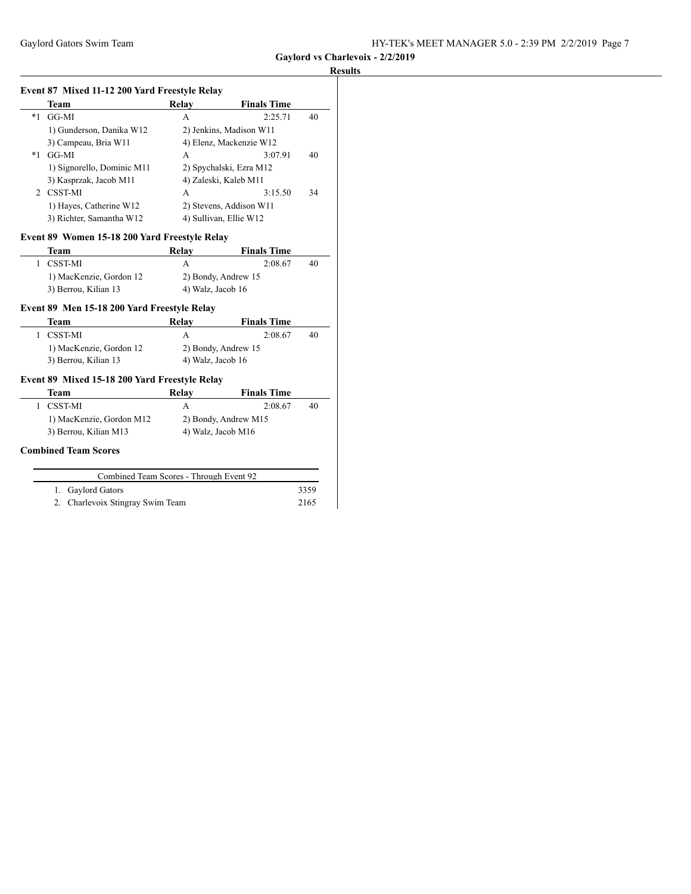**Gaylord vs Charlevoix - 2/2/2019**

**Results**

### Event 87 Mixed 11-12 200 Yard Freestyle Relay

| | Team | Relay | Finals Time | |
|---|---|---|---|---|
| *1 | GG-MI | A | 2:25.71 | 40 |
| | 1) Gunderson, Danika W12 | 2) Jenkins, Madison W11 | | |
| | 3) Campeau, Bria W11 | 4) Elenz, Mackenzie W12 | | |
| *1 | GG-MI | A | 3:07.91 | 40 |
| | 1) Signorello, Dominic M11 | 2) Spychalski, Ezra M12 | | |
| | 3) Kasprzak, Jacob M11 | 4) Zaleski, Kaleb M11 | | |
| 2 | CSST-MI | A | 3:15.50 | 34 |
| | 1) Hayes, Catherine W12 | 2) Stevens, Addison W11 | | |
| | 3) Richter, Samantha W12 | 4) Sullivan, Ellie W12 | | |

### Event 89 Women 15-18 200 Yard Freestyle Relay

| | Team | Relay | Finals Time | |
|---|---|---|---|---|
| 1 | CSST-MI | A | 2:08.67 | 40 |
| | 1) MacKenzie, Gordon 12 | 2) Bondy, Andrew 15 | | |
| | 3) Berrou, Kilian 13 | 4) Walz, Jacob 16 | | |

### Event 89 Men 15-18 200 Yard Freestyle Relay

| | Team | Relay | Finals Time | |
|---|---|---|---|---|
| 1 | CSST-MI | A | 2:08.67 | 40 |
| | 1) MacKenzie, Gordon 12 | 2) Bondy, Andrew 15 | | |
| | 3) Berrou, Kilian 13 | 4) Walz, Jacob 16 | | |

### Event 89 Mixed 15-18 200 Yard Freestyle Relay

| | Team | Relay | Finals Time | |
|---|---|---|---|---|
| 1 | CSST-MI | A | 2:08.67 | 40 |
| | 1) MacKenzie, Gordon M12 | 2) Bondy, Andrew M15 | | |
| | 3) Berrou, Kilian M13 | 4) Walz, Jacob M16 | | |

### Combined Team Scores

| Combined Team Scores - Through Event 92 | |
|---|---|
| 1. Gaylord Gators | 3359 |
| 2. Charlevoix Stingray Swim Team | 2165 |